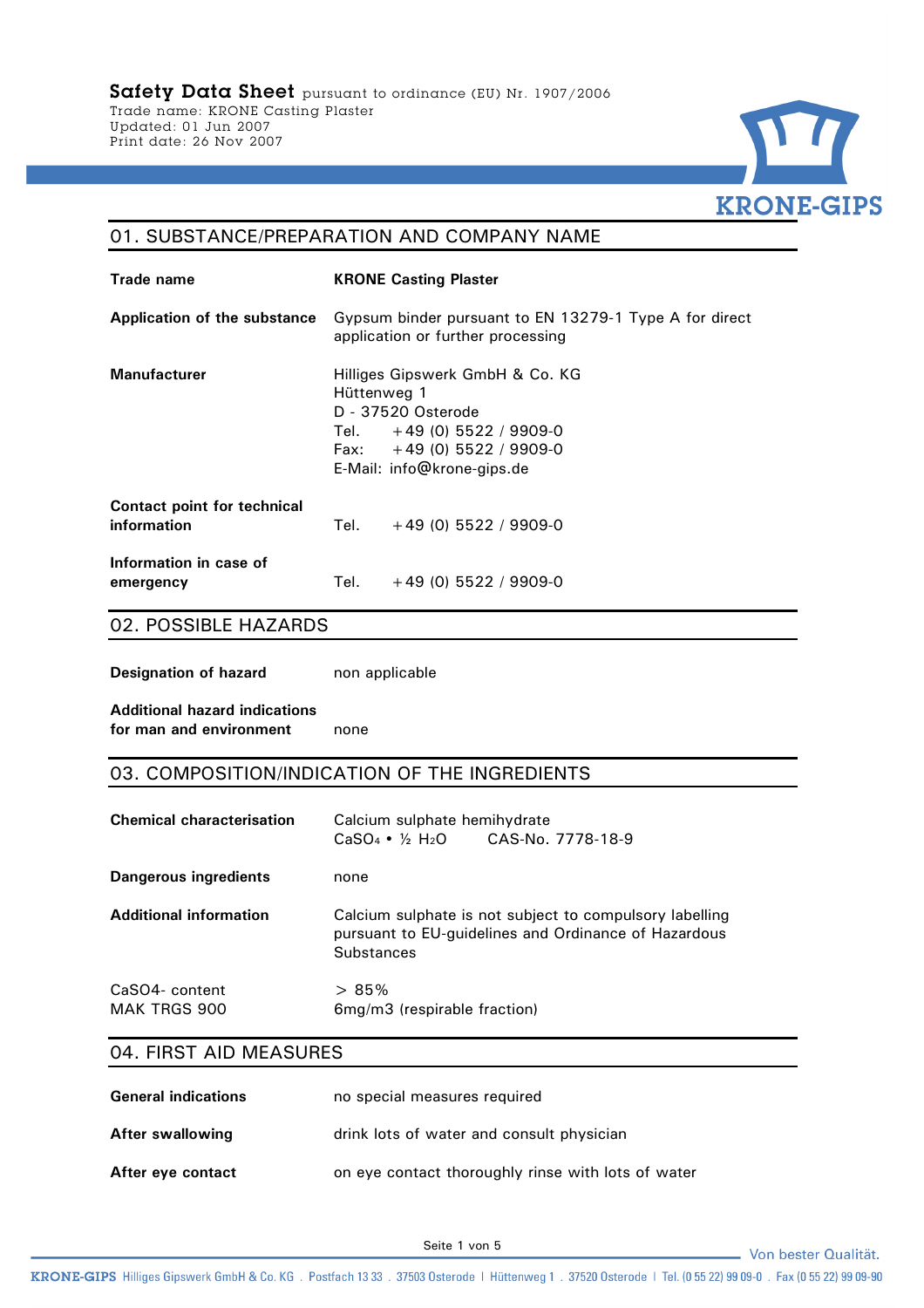**Safety Data Sheet** pursuant to ordinance (EU) Nr. 1907/2006
Trade name: KRONE Casting Plaster
Updated: 01 Jun 2007
Print date: 26 Nov 2007

## 01. SUBSTANCE/PREPARATION AND COMPANY NAME

| | |
|---|---|
| **Trade name** | **KRONE Casting Plaster** |
| **Application of the substance** | Gypsum binder pursuant to EN 13279-1 Type A for direct application or further processing |
| **Manufacturer** | Hilliges Gipswerk GmbH & Co. KG<br>Hüttenweg 1<br>D - 37520 Osterode<br>Tel. +49 (0) 5522 / 9909-0<br>Fax: +49 (0) 5522 / 9909-0<br>E-Mail: info@krone-gips.de |
| **Contact point for technical information** | Tel. +49 (0) 5522 / 9909-0 |
| **Information in case of emergency** | Tel. +49 (0) 5522 / 9909-0 |

## 02. POSSIBLE HAZARDS

| | |
|---|---|
| **Designation of hazard** | non applicable |
| **Additional hazard indications for man and environment** | none |

## 03. COMPOSITION/INDICATION OF THE INGREDIENTS

| | |
|---|---|
| **Chemical characterisation** | Calcium sulphate hemihydrate<br>$CaSO_4 \cdot \frac{1}{2} H_2O$ CAS-No. 7778-18-9 |
| **Dangerous ingredients** | none |
| **Additional information** | Calcium sulphate is not subject to compulsory labelling pursuant to EU-guidelines and Ordinance of Hazardous Substances |
| CaSO4- content | > 85% |
| MAK TRGS 900 | 6mg/m3 (respirable fraction) |

## 04. FIRST AID MEASURES

| | |
|---|---|
| **General indications** | no special measures required |
| **After swallowing** | drink lots of water and consult physician |
| **After eye contact** | on eye contact thoroughly rinse with lots of water |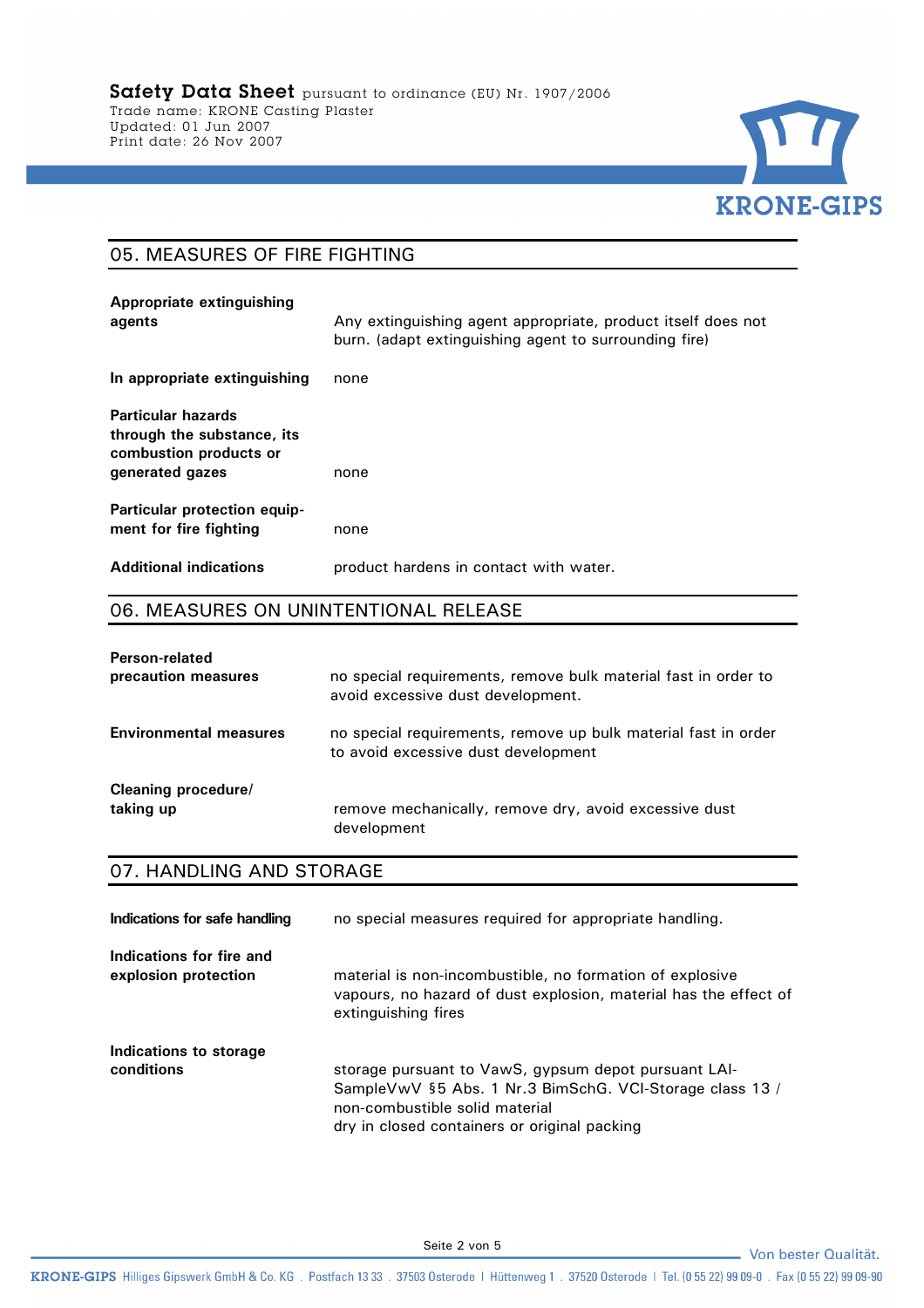## 05. MEASURES OF FIRE FIGHTING

| | |
|---|---|
| **Appropriate extinguishing agents** | Any extinguishing agent appropriate, product itself does not burn. (adapt extinguishing agent to surrounding fire) |
| **In appropriate extinguishing** | none |
| **Particular hazards through the substance, its combustion products or generated gazes** | none |
| **Particular protection equipment for fire fighting** | none |
| **Additional indications** | product hardens in contact with water. |

## 06. MEASURES ON UNINTENTIONAL RELEASE

| | |
|---|---|
| **Person-related precaution measures** | no special requirements, remove bulk material fast in order to avoid excessive dust development. |
| **Environmental measures** | no special requirements, remove up bulk material fast in order to avoid excessive dust development |
| **Cleaning procedure/ taking up** | remove mechanically, remove dry, avoid excessive dust development |

## 07. HANDLING AND STORAGE

| | |
|---|---|
| **Indications for safe handling** | no special measures required for appropriate handling. |
| **Indications for fire and explosion protection** | material is non-incombustible, no formation of explosive vapours, no hazard of dust explosion, material has the effect of extinguishing fires |
| **Indications to storage conditions** | storage pursuant to VawS, gypsum depot pursuant LAI-SampleVwV §5 Abs. 1 Nr.3 BimSchG. VCI-Storage class 13 / non-combustible solid material<br>dry in closed containers or original packing |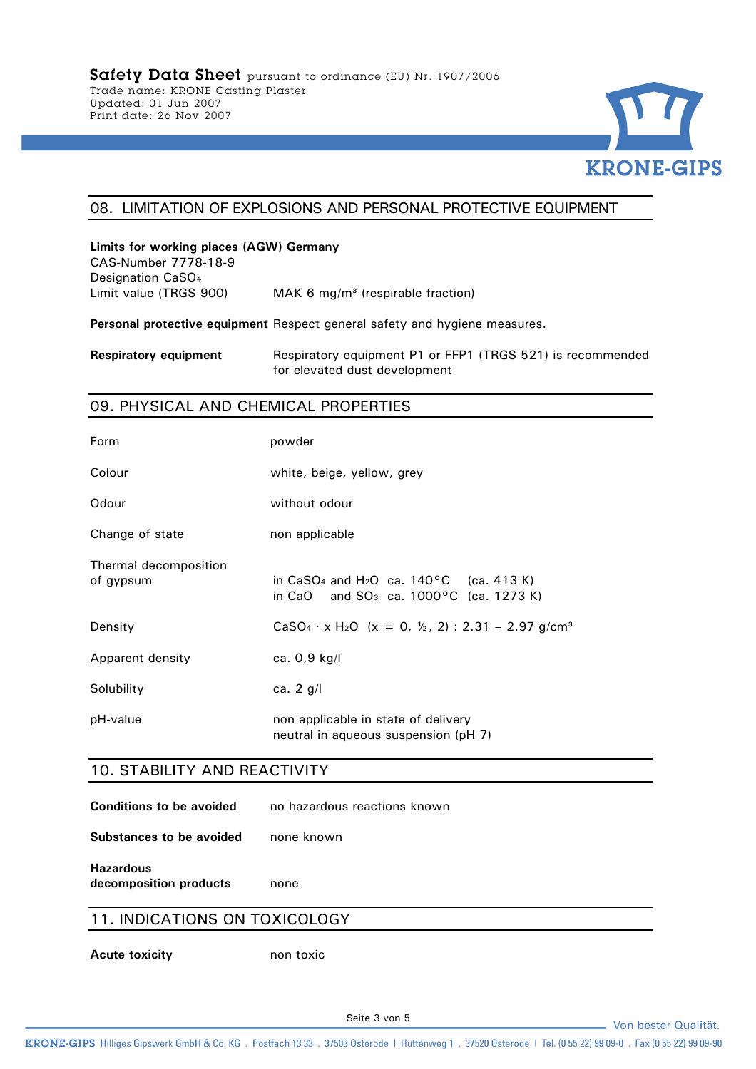## 08. LIMITATION OF EXPLOSIONS AND PERSONAL PROTECTIVE EQUIPMENT

**Limits for working places (AGW) Germany**
CAS-Number 7778-18-9
Designation $CaSO_4$

| | |
|---|---|
| Limit value (TRGS 900) | MAK 6 mg/m³ (respirable fraction) |
| **Personal protective equipment** | Respect general safety and hygiene measures. |
| **Respiratory equipment** | Respiratory equipment P1 or FFP1 (TRGS 521) is recommended for elevated dust development |

## 09. PHYSICAL AND CHEMICAL PROPERTIES

| | |
|---|---|
| Form | powder |
| Colour | white, beige, yellow, grey |
| Odour | without odour |
| Change of state | non applicable |
| Thermal decomposition of gypsum | in $CaSO_4$ and $H_2O$ ca. 140°C (ca. 413 K)<br>in $CaO$ and $SO_3$ ca. 1000°C (ca. 1273 K) |
| Density | $CaSO_4 \cdot x\ H_2O$ (x = 0, ½, 2) : 2.31 – 2.97 g/cm³ |
| Apparent density | ca. 0,9 kg/l |
| Solubility | ca. 2 g/l |
| pH-value | non applicable in state of delivery<br>neutral in aqueous suspension (pH 7) |

## 10. STABILITY AND REACTIVITY

| | |
|---|---|
| **Conditions to be avoided** | no hazardous reactions known |
| **Substances to be avoided** | none known |
| **Hazardous decomposition products** | none |

## 11. INDICATIONS ON TOXICOLOGY

| | |
|---|---|
| **Acute toxicity** | non toxic |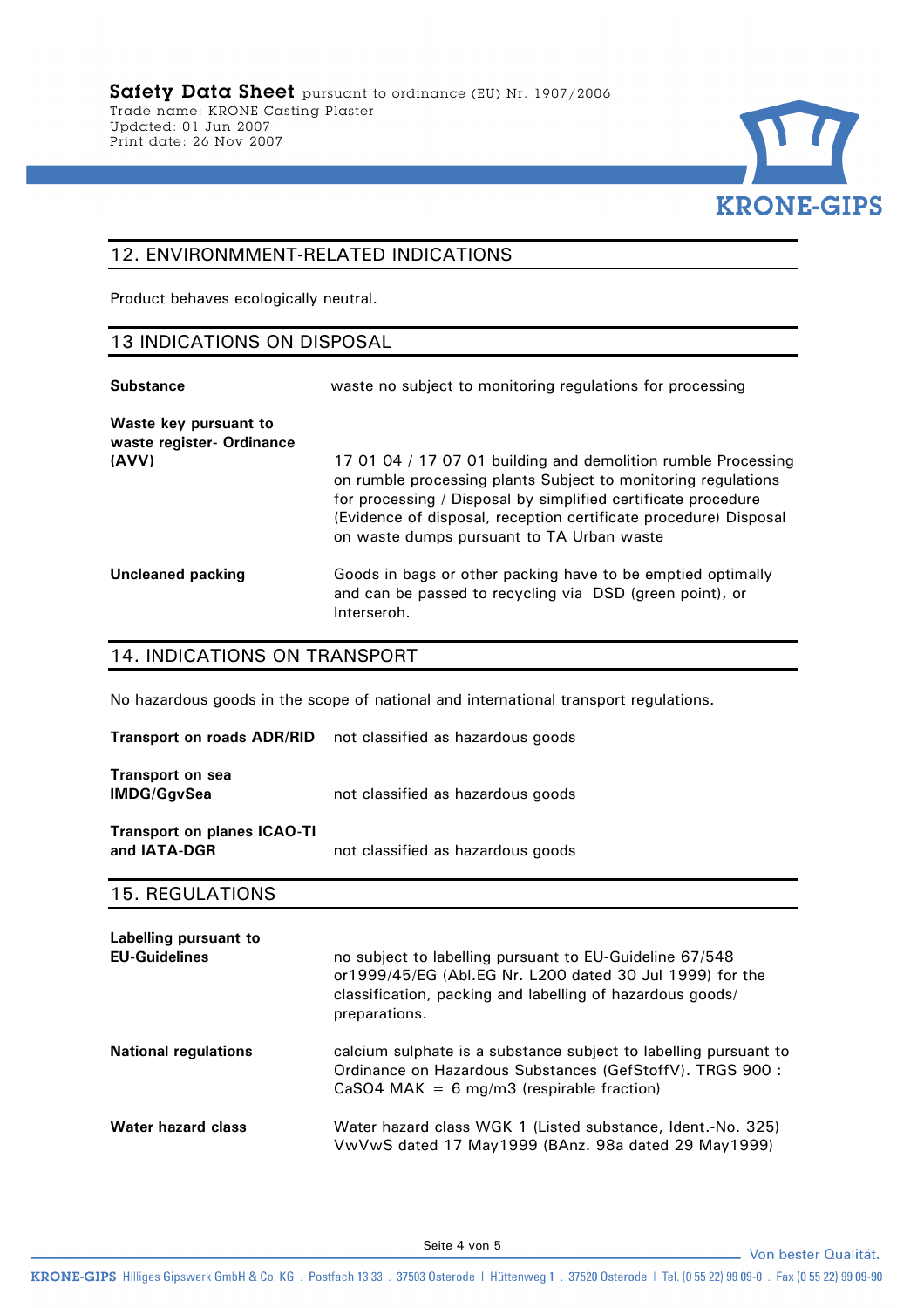## 12. ENVIRONMMENT-RELATED INDICATIONS

Product behaves ecologically neutral.

## 13 INDICATIONS ON DISPOSAL

| | |
|---|---|
| **Substance** | waste no subject to monitoring regulations for processing |
| **Waste key pursuant to waste register- Ordinance (AVV)** | 17 01 04 / 17 07 01 building and demolition rumble Processing on rumble processing plants Subject to monitoring regulations for processing / Disposal by simplified certificate procedure (Evidence of disposal, reception certificate procedure) Disposal on waste dumps pursuant to TA Urban waste |
| **Uncleaned packing** | Goods in bags or other packing have to be emptied optimally and can be passed to recycling via DSD (green point), or Interseroh. |

## 14. INDICATIONS ON TRANSPORT

No hazardous goods in the scope of national and international transport regulations.

| | |
|---|---|
| **Transport on roads ADR/RID** | not classified as hazardous goods |
| **Transport on sea IMDG/GgvSea** | not classified as hazardous goods |
| **Transport on planes ICAO-TI and IATA-DGR** | not classified as hazardous goods |

## 15. REGULATIONS

| | |
|---|---|
| **Labelling pursuant to EU-Guidelines** | no subject to labelling pursuant to EU-Guideline 67/548 or1999/45/EG (Abl.EG Nr. L200 dated 30 Jul 1999) for the classification, packing and labelling of hazardous goods/ preparations. |
| **National regulations** | calcium sulphate is a substance subject to labelling pursuant to Ordinance on Hazardous Substances (GefStoffV). TRGS 900 : $CaSO_4$ MAK = 6 mg/m3 (respirable fraction) |
| **Water hazard class** | Water hazard class WGK 1 (Listed substance, Ident.-No. 325) VwVwS dated 17 May1999 (BAnz. 98a dated 29 May1999) |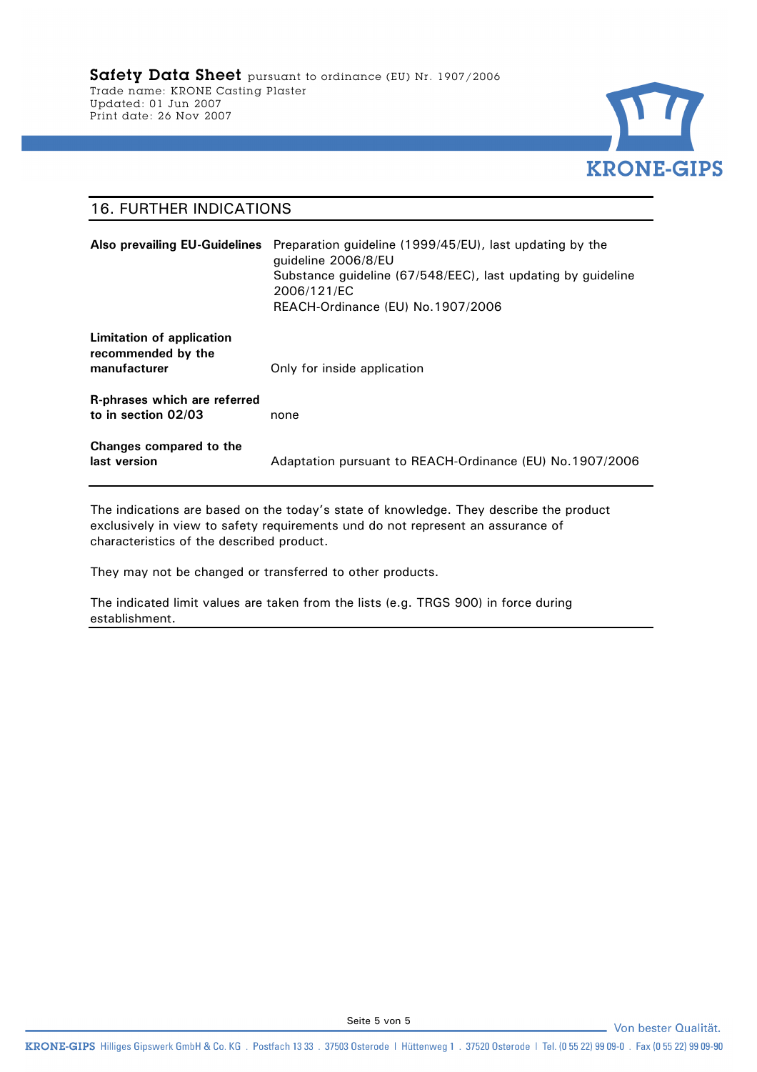## 16. FURTHER INDICATIONS

| | |
|---|---|
| **Also prevailing EU-Guidelines** | Preparation guideline (1999/45/EU), last updating by the guideline 2006/8/EU<br>Substance guideline (67/548/EEC), last updating by guideline 2006/121/EC<br>REACH-Ordinance (EU) No.1907/2006 |
| **Limitation of application recommended by the manufacturer** | Only for inside application |
| **R-phrases which are referred to in section 02/03** | none |
| **Changes compared to the last version** | Adaptation pursuant to REACH-Ordinance (EU) No.1907/2006 |

The indications are based on the today's state of knowledge. They describe the product exclusively in view to safety requirements und do not represent an assurance of characteristics of the described product.

They may not be changed or transferred to other products.

The indicated limit values are taken from the lists (e.g. TRGS 900) in force during establishment.